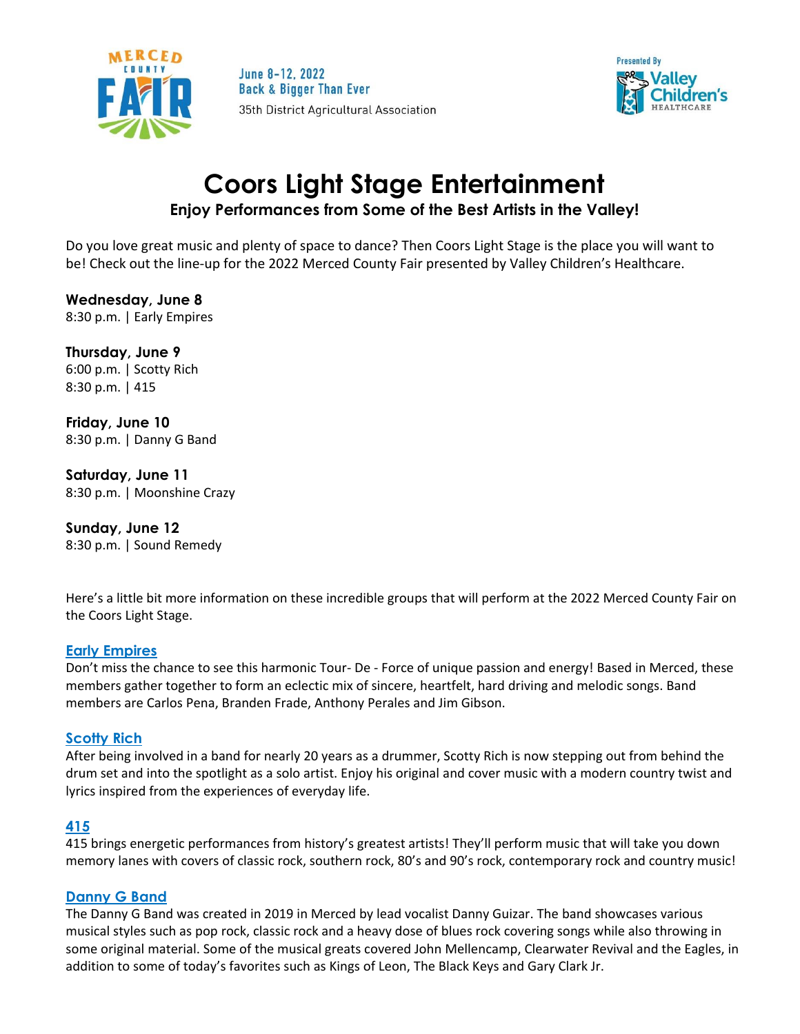June 8-12, 2022
Back & Bigger Than Ever
35th District Agricultural Association

Presented By Valley Children's Healthcare

# Coors Light Stage Entertainment

**Enjoy Performances from Some of the Best Artists in the Valley!**

Do you love great music and plenty of space to dance? Then Coors Light Stage is the place you will want to be! Check out the line-up for the 2022 Merced County Fair presented by Valley Children's Healthcare.

**Wednesday, June 8**
8:30 p.m. | Early Empires

**Thursday, June 9**
6:00 p.m. | Scotty Rich
8:30 p.m. | 415

**Friday, June 10**
8:30 p.m. | Danny G Band

**Saturday, June 11**
8:30 p.m. | Moonshine Crazy

**Sunday, June 12**
8:30 p.m. | Sound Remedy

Here's a little bit more information on these incredible groups that will perform at the 2022 Merced County Fair on the Coors Light Stage.

### Early Empires

Don't miss the chance to see this harmonic Tour- De - Force of unique passion and energy! Based in Merced, these members gather together to form an eclectic mix of sincere, heartfelt, hard driving and melodic songs. Band members are Carlos Pena, Branden Frade, Anthony Perales and Jim Gibson.

### Scotty Rich

After being involved in a band for nearly 20 years as a drummer, Scotty Rich is now stepping out from behind the drum set and into the spotlight as a solo artist. Enjoy his original and cover music with a modern country twist and lyrics inspired from the experiences of everyday life.

### 415

415 brings energetic performances from history's greatest artists! They'll perform music that will take you down memory lanes with covers of classic rock, southern rock, 80's and 90's rock, contemporary rock and country music!

### Danny G Band

The Danny G Band was created in 2019 in Merced by lead vocalist Danny Guizar. The band showcases various musical styles such as pop rock, classic rock and a heavy dose of blues rock covering songs while also throwing in some original material. Some of the musical greats covered John Mellencamp, Clearwater Revival and the Eagles, in addition to some of today's favorites such as Kings of Leon, The Black Keys and Gary Clark Jr.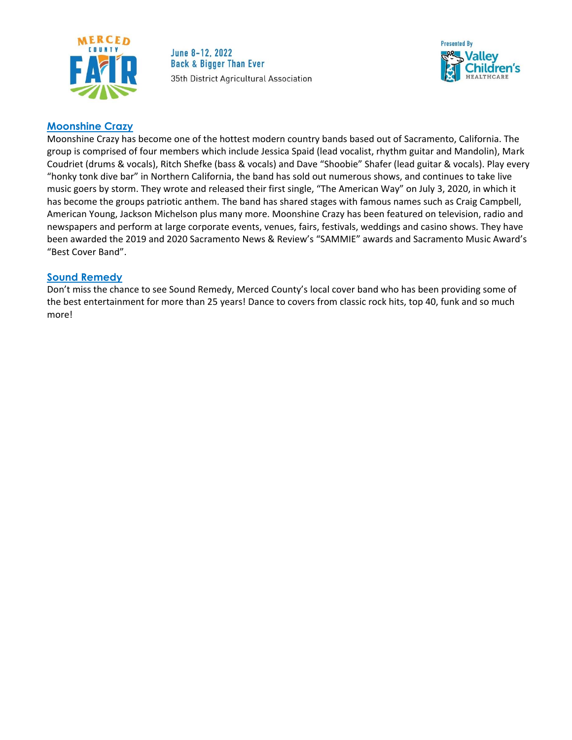## Moonshine Crazy

Moonshine Crazy has become one of the hottest modern country bands based out of Sacramento, California. The group is comprised of four members which include Jessica Spaid (lead vocalist, rhythm guitar and Mandolin), Mark Coudriet (drums & vocals), Ritch Shefke (bass & vocals) and Dave "Shoobie" Shafer (lead guitar & vocals). Play every "honky tonk dive bar" in Northern California, the band has sold out numerous shows, and continues to take live music goers by storm. They wrote and released their first single, "The American Way" on July 3, 2020, in which it has become the groups patriotic anthem. The band has shared stages with famous names such as Craig Campbell, American Young, Jackson Michelson plus many more. Moonshine Crazy has been featured on television, radio and newspapers and perform at large corporate events, venues, fairs, festivals, weddings and casino shows. They have been awarded the 2019 and 2020 Sacramento News & Review's "SAMMIE" awards and Sacramento Music Award's "Best Cover Band".

## Sound Remedy

Don't miss the chance to see Sound Remedy, Merced County's local cover band who has been providing some of the best entertainment for more than 25 years! Dance to covers from classic rock hits, top 40, funk and so much more!